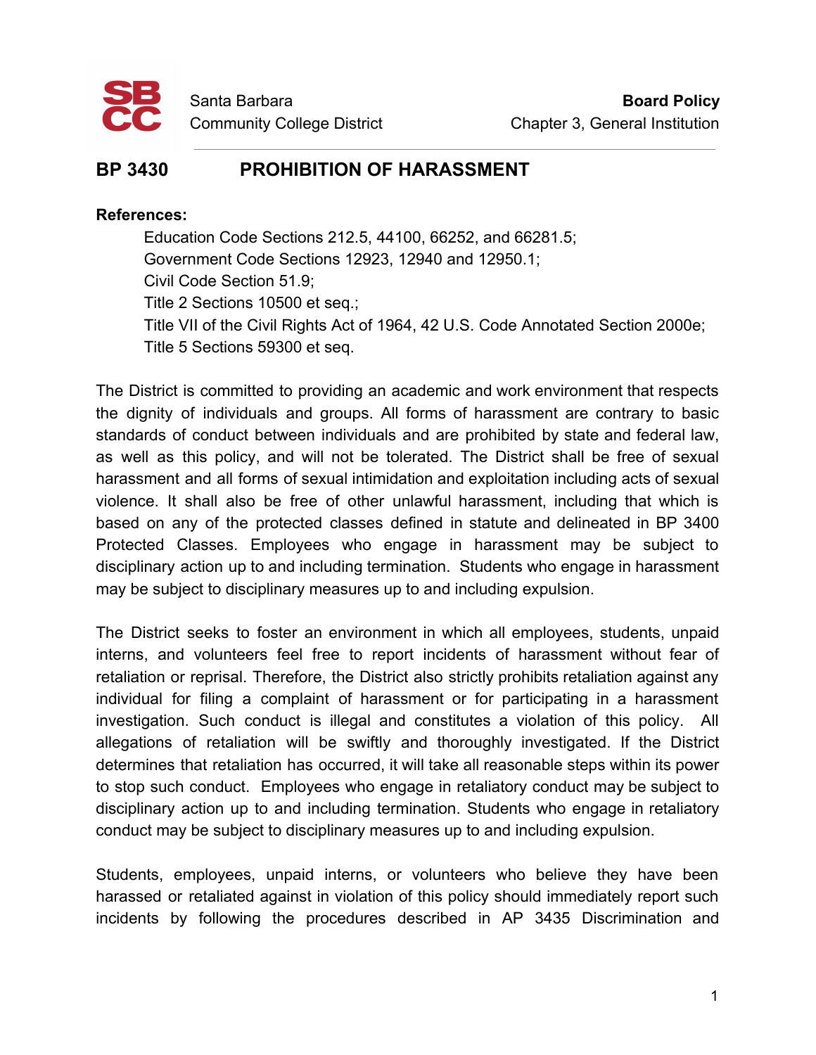Santa Barbara Community College District

**Board Policy**
Chapter 3, General Institution

# BP 3430 PROHIBITION OF HARASSMENT

**References:**

Education Code Sections 212.5, 44100, 66252, and 66281.5;
Government Code Sections 12923, 12940 and 12950.1;
Civil Code Section 51.9;
Title 2 Sections 10500 et seq.;
Title VII of the Civil Rights Act of 1964, 42 U.S. Code Annotated Section 2000e;
Title 5 Sections 59300 et seq.

The District is committed to providing an academic and work environment that respects the dignity of individuals and groups. All forms of harassment are contrary to basic standards of conduct between individuals and are prohibited by state and federal law, as well as this policy, and will not be tolerated. The District shall be free of sexual harassment and all forms of sexual intimidation and exploitation including acts of sexual violence. It shall also be free of other unlawful harassment, including that which is based on any of the protected classes defined in statute and delineated in BP 3400 Protected Classes. Employees who engage in harassment may be subject to disciplinary action up to and including termination. Students who engage in harassment may be subject to disciplinary measures up to and including expulsion.

The District seeks to foster an environment in which all employees, students, unpaid interns, and volunteers feel free to report incidents of harassment without fear of retaliation or reprisal. Therefore, the District also strictly prohibits retaliation against any individual for filing a complaint of harassment or for participating in a harassment investigation. Such conduct is illegal and constitutes a violation of this policy. All allegations of retaliation will be swiftly and thoroughly investigated. If the District determines that retaliation has occurred, it will take all reasonable steps within its power to stop such conduct. Employees who engage in retaliatory conduct may be subject to disciplinary action up to and including termination. Students who engage in retaliatory conduct may be subject to disciplinary measures up to and including expulsion.

Students, employees, unpaid interns, or volunteers who believe they have been harassed or retaliated against in violation of this policy should immediately report such incidents by following the procedures described in AP 3435 Discrimination and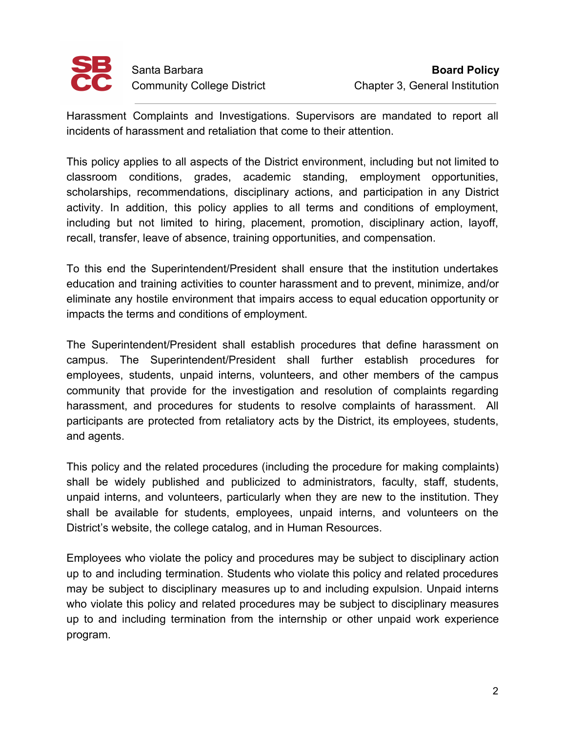Harassment Complaints and Investigations. Supervisors are mandated to report all incidents of harassment and retaliation that come to their attention.

This policy applies to all aspects of the District environment, including but not limited to classroom conditions, grades, academic standing, employment opportunities, scholarships, recommendations, disciplinary actions, and participation in any District activity. In addition, this policy applies to all terms and conditions of employment, including but not limited to hiring, placement, promotion, disciplinary action, layoff, recall, transfer, leave of absence, training opportunities, and compensation.

To this end the Superintendent/President shall ensure that the institution undertakes education and training activities to counter harassment and to prevent, minimize, and/or eliminate any hostile environment that impairs access to equal education opportunity or impacts the terms and conditions of employment.

The Superintendent/President shall establish procedures that define harassment on campus. The Superintendent/President shall further establish procedures for employees, students, unpaid interns, volunteers, and other members of the campus community that provide for the investigation and resolution of complaints regarding harassment, and procedures for students to resolve complaints of harassment. All participants are protected from retaliatory acts by the District, its employees, students, and agents.

This policy and the related procedures (including the procedure for making complaints) shall be widely published and publicized to administrators, faculty, staff, students, unpaid interns, and volunteers, particularly when they are new to the institution. They shall be available for students, employees, unpaid interns, and volunteers on the District's website, the college catalog, and in Human Resources.

Employees who violate the policy and procedures may be subject to disciplinary action up to and including termination. Students who violate this policy and related procedures may be subject to disciplinary measures up to and including expulsion. Unpaid interns who violate this policy and related procedures may be subject to disciplinary measures up to and including termination from the internship or other unpaid work experience program.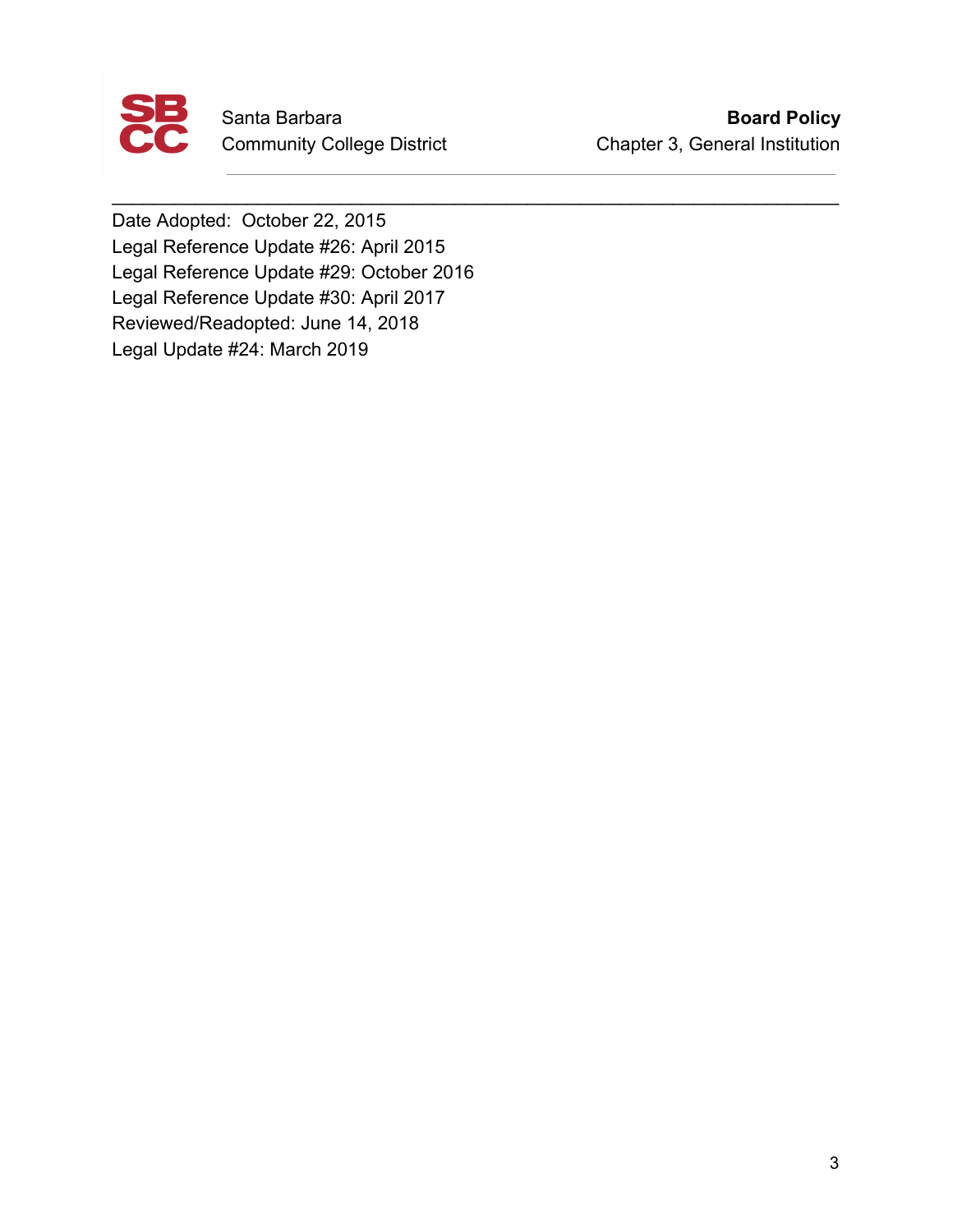Date Adopted:  October 22, 2015
Legal Reference Update #26: April 2015
Legal Reference Update #29: October 2016
Legal Reference Update #30: April 2017
Reviewed/Readopted: June 14, 2018
Legal Update #24: March 2019